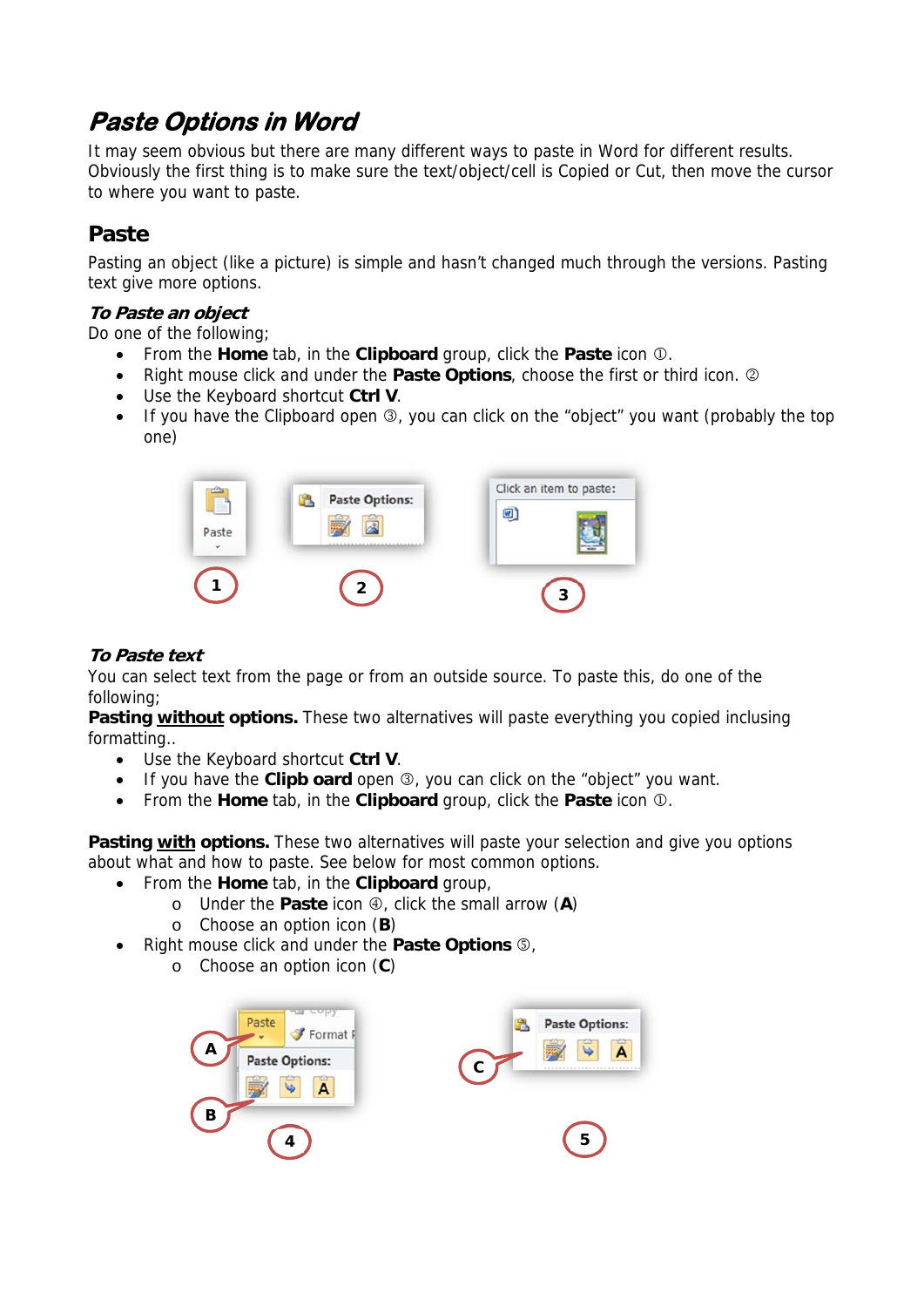# Paste Options in Word

It may seem obvious but there are many different ways to paste in Word for different results. Obviously the first thing is to make sure the text/object/cell is Copied or Cut, then move the cursor to where you want to paste.

## Paste

Pasting an object (like a picture) is simple and hasn't changed much through the versions. Pasting text give more options.

### *To Paste an object*

Do one of the following;

- From the **Home** tab, in the **Clipboard** group, click the **Paste** icon ①.
- Right mouse click and under the **Paste Options**, choose the first or third icon. ②
- Use the Keyboard shortcut **Ctrl V**.
- If you have the Clipboard open ③, you can click on the "object" you want (probably the top one)

### *To Paste text*

You can select text from the page or from an outside source. To paste this, do one of the following;

**Pasting <u>without</u> options.** These two alternatives will paste everything you copied inclusing formatting..

- Use the Keyboard shortcut **Ctrl V**.
- If you have the **Clipb oard** open ③, you can click on the "object" you want.
- From the **Home** tab, in the **Clipboard** group, click the **Paste** icon ①.

**Pasting <u>with</u> options.** These two alternatives will paste your selection and give you options about what and how to paste. See below for most common options.

- From the **Home** tab, in the **Clipboard** group,
  - Under the **Paste** icon ④, click the small arrow (**A**)
  - Choose an option icon (**B**)
- Right mouse click and under the **Paste Options** ⑤,
  - Choose an option icon (**C**)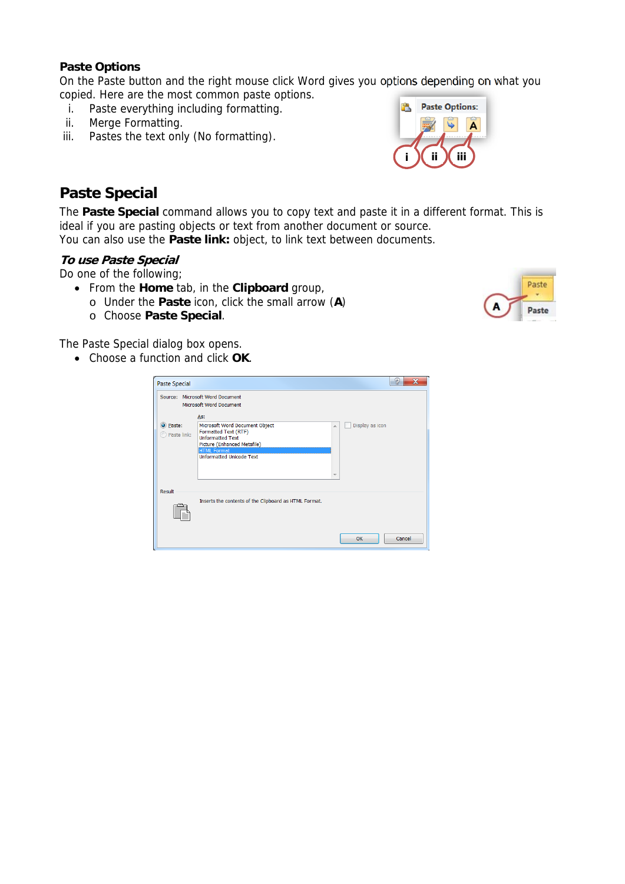**Paste Options**

On the Paste button and the right mouse click Word gives you options depending on what you copied. Here are the most common paste options.

i. Paste everything including formatting.
ii. Merge Formatting.
iii. Pastes the text only (No formatting).

## Paste Special

The **Paste Special** command allows you to copy text and paste it in a different format. This is ideal if you are pasting objects or text from another document or source.
You can also use the **Paste link:** object, to link text between documents.

### *To use Paste Special*

Do one of the following;

- From the **Home** tab, in the **Clipboard** group,
  - Under the **Paste** icon, click the small arrow (**A**)
  - Choose **Paste Special**.

The Paste Special dialog box opens.

- Choose a function and click **OK**.